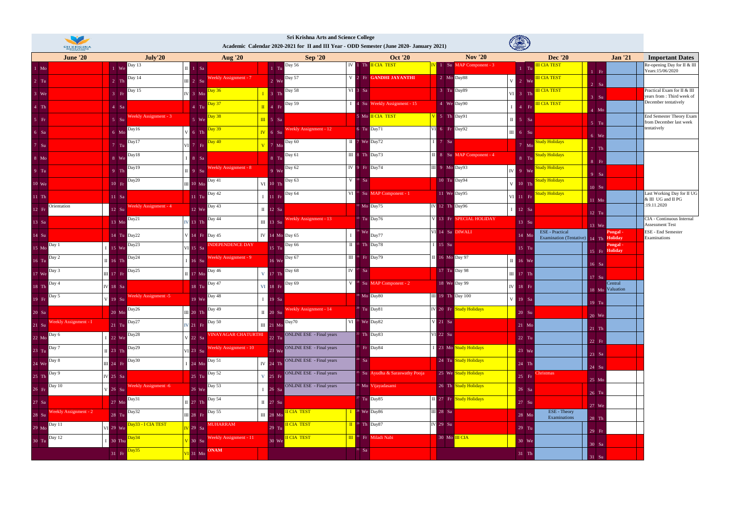**Sri Krishna Arts and Science College**

**Academic Calendar 2020-2021 for II and III Year - ODD Semester (June 2020- January 2021)**

| June '20 | | | July'20 | | | Aug '20 | | | Sep '20 | | | Oct '20 | | | Nov '20 | | | Dec '20 | | Jan '21 | | Important Dates |
|---|---|---|---|---|---|---|---|---|---|---|---|---|---|---|---|---|---|---|---|---|---|---|
| 1 Mo | | 1 We | Day 13 | II | 1 Sa | | | 1 Tu | Day 56 | IV | 1 Th | II CIA TEST | IV | 1 Su | MAP Component - 3 | | 1 Tu | III CIA TEST | 1 Fr | | Re-opening Day for II & III Years:15/06/2020 |
| 2 Tu | | 2 Th | Day 14 | III | 2 Su | Weekly Assignment - 7 | | 2 We | Day 57 | V | 2 Fr | GANDHI JAYANTHI | | 2 Mo | Day88 | V | 2 We | III CIA TEST | 2 Sa | | |
| 3 We | | 3 Fr | Day 15 | IV | 3 Mo | Day 36 | I | 3 Th | Day 58 | VI | 3 Sa | | | 3 Tu | Day89 | VI | 3 Th | III CIA TEST | 3 Su | | Practical Exam for II & III years from : Third week of December tentatively |
| 4 Th | | 4 Sa | | | 4 Tu | Day 37 | II | 4 Fr | Day 59 | I | 4 Su | Weekly Assignment - 15 | | 4 We | Day90 | I | 4 Fr | III CIA TEST | 4 Mo | | |
| 5 Fr | | 5 Su | Weekly Assignment - 3 | | 5 We | Day 38 | III | 5 Sa | | | 5 Mo | II CIA TEST | V | 5 Th | Day91 | II | 5 Sa | | 5 Tu | | End Semester Theory Exam from December last week tentatively |
| 6 Sa | | 6 Mo | Day16 | V | 6 Th | Day 39 | IV | 6 Su | Weekly Assignment - 12 | | 6 Tu | Day71 | VI | 6 Fr | Day92 | III | 6 Su | | 6 We | | |
| 7 Su | | 7 Tu | Day17 | VI | 7 Fr | Day 40 | V | 7 Mo | Day 60 | II | 7 We | Day72 | I | 7 Sa | | | 7 Mo | Study Holidays | 7 Th | | |
| 8 Mo | | 8 We | Day18 | I | 8 Sa | | | 8 Tu | Day 61 | III | 8 Th | Day73 | II | 8 Su | MAP Component - 4 | | 8 Tu | Study Holidays | 8 Fr | | |
| 9 Tu | | 9 Th | Day19 | II | 9 Su | Weekly Assignment - 8 | | 9 We | Day 62 | IV | 9 Fr | Day74 | III | 9 Mo | Day93 | IV | 9 We | Study Holidays | 9 Sa | | |
| 10 We | | 10 Fr | Day20 | III | 10 Mo | Day 41 | VI | 10 Th | Day 63 | V | 10 Sa | | | 10 Tu | Day94 | V | 10 Th | Study Holidays | 10 Su | | |
| 11 Th | | 11 Sa | | | 11 Tu | Day 42 | I | 11 Fr | Day 64 | VI | 11 Su | MAP Component - 1 | | 11 We | Day95 | VI | 11 Fr | Study Holidays | 11 Mo | | Last Working Day for II UG & III UG and II PG :19.11.2020 |
| 12 Fr | Orientation | 12 Su | Weekly Assignment - 4 | | 12 We | Day 43 | II | 12 Sa | | | 12 Mo | Day75 | IV | 12 Th | Day96 | I | 12 Sa | | 12 Tu | | |
| 13 Sa | | 13 Mo | Day21 | IV | 13 Th | Day 44 | III | 13 Su | Weekly Assignment - 13 | | 13 Tu | Day76 | V | 13 Fr | SPECIAL HOLIDAY | | 13 Su | | 13 We | | CIA - Continuous Internal Assessment Test |
| 14 Su | | 14 Tu | Day22 | V | 14 Fr | Day 45 | IV | 14 Mo | Day 65 | I | 14 We | Day77 | VI | 14 Sa | DIWALI | | 14 Mo | ESE - Practical Examination (Tentative) | 14 Th | Pongal - Holiday | ESE - End Semester Examinations |
| 15 Mo | Day 1 | I 15 We | Day23 | VI | 15 Sa | INDEPENDENCE DAY | | 15 Tu | Day 66 | II | 15 Th | Day78 | I | 15 Su | | | 15 Tu | | 15 Fr | Pongal - Holiday | |
| 16 Tu | Day 2 | II 16 Th | Day24 | | 16 Su | Weekly Assignment - 9 | | 16 We | Day 67 | III | 16 Fr | Day79 | II | 16 Mo | Day 97 | II | 16 We | | 16 Sa | | |
| 17 We | Day 3 | III 17 Fr | Day25 | II | 17 Mo | Day 46 | V | 17 Th | Day 68 | IV | 17 Sa | | | 17 Tu | Day 98 | III | 17 Th | | 17 Su | | |
| 18 Th | Day 4 | IV 18 Sa | | | 18 Tu | Day 47 | VI | 18 Fr | Day 69 | V | 18 Su | MAP Component - 2 | | 18 We | Day 99 | IV | 18 Fr | | 18 Mo | Central Valuation | |
| 19 Fr | Day 5 | V 19 Su | Weekly Assignment -5 | | 19 We | Day 48 | I | 19 Sa | | | 19 Mo | Day80 | III | 19 Th | Day 100 | V | 19 Sa | | 19 Tu | | |
| 20 Sa | | 20 Mo | Day26 | III | 20 Th | Day 49 | II | 20 Su | Weekly Assignment - 14 | | 20 Tu | Day81 | IV | 20 Fr | Study Holidays | | 20 Su | | 20 We | | |
| 21 Su | Weekly Assignment - I | 21 Tu | Day27 | IV | 21 Fr | Day 50 | III | 21 Mo | Day70 | VI | 21 We | Day82 | V | 21 Sa | | | 21 Mo | | 21 Th | | |
| 22 Mo | Day 6 | I 22 We | Day28 | V | 22 Sa | VINAYAGAR CHATURTHI | | 22 Tu | ONLINE ESE - Final years | | 22 Th | Day83 | VI | 22 Su | | | 22 Tu | | 22 Fr | | |
| 23 Tu | Day 7 | II 23 Th | Day29 | VI | 23 Su | Weekly Assignment - 10 | | 23 We | ONLINE ESE - Final years | | 23 Fr | Day84 | I | 23 Mo | Study Holidays | | 23 We | | 23 Sa | | |
| 24 We | Day 8 | III 24 Fr | Day30 | I | 24 Mo | Day 51 | IV | 24 Th | ONLINE ESE - Final years | | 24 Sa | | | 24 Tu | Study Holidays | | 24 Th | | 24 Su | | |
| 25 Th | Day 9 | IV 25 Sa | | | 25 Tu | Day 52 | V | 25 Fr | ONLINE ESE - Final years | | 25 Su | Ayudha & Saraswathy Pooja | | 25 We | Study Holidays | | 25 Fr | Christmas | 25 Mo | | |
| 26 Fr | Day 10 | V 26 Su | Weekly Assignment -6 | | 26 We | Day 53 | I | 26 Sa | ONLINE ESE - Final years | | 26 Mo | Vijayadasami | | 26 Th | Study Holidays | | 26 Sa | | 26 Tu | | |
| 27 Sa | | 27 Mo | Day31 | II | 27 Th | Day 54 | II | 27 Su | | | 27 Tu | Day85 | II | 27 Fr | Study Holidays | | 27 Su | | 27 We | | |
| 28 Su | Weekly Assignment - 2 | 28 Tu | Day32 | III | 28 Fr | Day 55 | III | 28 Mo | II CIA TEST | I | 28 We | Day86 | III | 28 Sa | | | 28 Mo | ESE - Theory Examinations | 28 Th | | |
| 29 Mo | Day 11 | VI 29 We | Day33 - I CIA TEST | IV | 29 Sa | MUHARRAM | | 29 Tu | II CIA TEST | II | 29 Th | Day87 | IV | 29 Su | | | 29 Tu | | 29 Fr | | |
| 30 Tu | Day 12 | I 30 Thu | Day34 | V | 30 Su | Weekly Assignment - 11 | | 30 We | II CIA TEST | III | 30 Fr | Miladi Nabi | | 30 Mo | III CIA | | 30 We | | 30 Sa | | |
| | | 31 Fr | Day35 | VI | 31 Mo | ONAM | | | | | 31 Sa | | | | | | 31 Th | | 31 Su | | |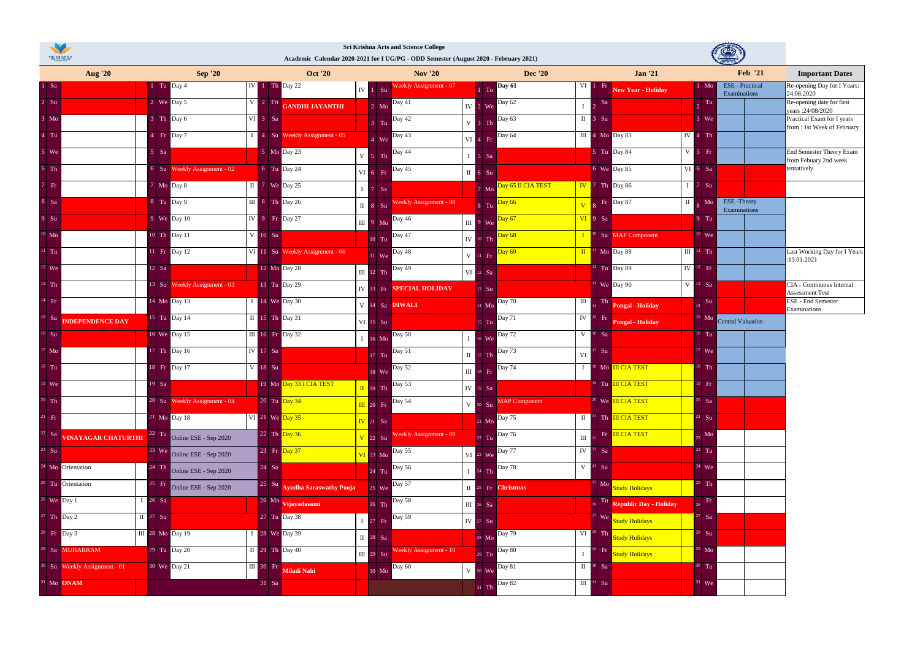# Sri Krishna Arts and Science College

## Academic Calendar 2020-2021 for I UG/PG - ODD Semester (August 2020 - February 2021)

| Aug '20 | | | Sep '20 | | | Oct '20 | | | Nov '20 | | | Dec '20 | | | Jan '21 | | | Feb '21 | |
|---|---|---|---|---|---|---|---|---|---|---|---|---|---|---|---|---|---|---|---|
| 1 Sa | | | 1 Tu | Day 4 | IV | 1 Th | Day 22 | IV | 1 Su | Weekly Assignment - 07 | | 1 Tu | Day 61 | VI | 1 Fr | New Year - Holiday | | 1 Mo | ESE - Practical Examinations |
| 2 Su | | | 2 We | Day 5 | V | 2 Fri | GANDHI JAYANTHI | | 2 Mo | Day 41 | IV | 2 We | Day 62 | I | 2 Sa | | | 2 Tu | |
| 3 Mo | | | 3 Th | Day 6 | VI | 3 Sa | | | 3 Tu | Day 42 | V | 3 Th | Day 63 | II | 3 Su | | | 3 We | |
| 4 Tu | | | 4 Fr | Day 7 | I | 4 Su | Weekly Assignment - 05 | | 4 We | Day 43 | VI | 4 Fr | Day 64 | III | 4 Mo | Day 83 | IV | 4 Th | |
| 5 We | | | 5 Sa | | | 5 Mo | Day 23 | V | 5 Th | Day 44 | I | 5 Sa | | | 5 Tu | Day 84 | V | 5 Fr | |
| 6 Th | | | 6 Su | Weekly Assignment - 02 | | 6 Tu | Day 24 | VI | 6 Fr | Day 45 | II | 6 Su | | | 6 We | Day 85 | VI | 6 Sa | |
| 7 Fr | | | 7 Mo | Day 8 | II | 7 We | Day 25 | I | 7 Sa | | | 7 Mo | Day 65 II CIA TEST | IV | 7 Th | Day 86 | I | 7 Su | |
| 8 Sa | | | 8 Tu | Day 9 | III | 8 Th | Day 26 | II | 8 Su | Weekly Assignment - 08 | | 8 Tu | Day 66 | V | 8 Fr | Day 87 | II | 8 Mo | ESE -Theory Examinations |
| 9 Su | | | 9 We | Day 10 | IV | 9 Fr | Day 27 | III | 9 Mo | Day 46 | III | 9 We | Day 67 | VI | 9 Sa | | | 9 Tu | |
| 10 Mo | | | 10 Th | Day 11 | V | 10 Sa | | | 10 Tu | Day 47 | IV | 10 Th | Day 68 | I | 10 Su | MAP Component | | 10 We | |
| 11 Tu | | | 11 Fr | Day 12 | VI | 11 Su | Weekly Assignment - 06 | | 11 We | Day 48 | V | 11 Fr | Day 69 | II | 11 Mo | Day 88 | III | 11 Th | |
| 12 We | | | 12 Sa | | | 12 Mo | Day 28 | III | 12 Th | Day 49 | VI | 12 Sa | | | 12 Tu | Day 89 | IV | 12 Fr | |
| 13 Th | | | 13 Su | Weekly Assignment - 03 | | 13 Tu | Day 29 | IV | 13 Fr | SPECIAL HOLIDAY | | 13 Su | | | 13 We | Day 90 | V | 13 Sa | |
| 14 Fr | | | 14 Mo | Day 13 | I | 14 We | Day 30 | V | 14 Sa | DIWALI | | 14 Mo | Day 70 | III | 14 Th | Pongal - Holiday | | 14 Su | |
| 15 Sa | INDEPENDENCE DAY | | 15 Tu | Day 14 | II | 15 Th | Day 31 | VI | 15 Su | | | 15 Tu | Day 71 | IV | 15 Fr | Pongal - Holiday | | 15 Mo | Central Valuation |
| 16 Su | | | 16 We | Day 15 | III | 16 Fr | Day 32 | I | 16 Mo | Day 50 | I | 16 We | Day 72 | V | 16 Sa | | | 16 Tu | |
| 17 Mo | | | 17 Th | Day 16 | IV | 17 Sa | | | 17 Tu | Day 51 | II | 17 Th | Day 73 | VI | 17 Su | | | 17 We | |
| 18 Tu | | | 18 Fr | Day 17 | V | 18 Su | | | 18 We | Day 52 | III | 18 Fr | Day 74 | I | 18 Mo | III CIA TEST | | 18 Th | |
| 19 We | | | 19 Sa | | | 19 Mo | Day 33 I CIA TEST | II | 19 Th | Day 53 | IV | 19 Sa | | | 19 Tu | III CIA TEST | | 19 Fr | |
| 20 Th | | | 20 Su | Weekly Assignment - 04 | | 20 Tu | Day 34 | III | 20 Fr | Day 54 | V | 20 Su | MAP Component | | 20 We | III CIA TEST | | 20 Sa | |
| 21 Fr | | | 21 Mo | Day 18 | VI | 21 We | Day 35 | IV | 21 Sa | | | 21 Mo | Day 75 | II | 21 Th | III CIA TEST | | 21 Su | |
| 22 Sa | VINAYAGAR CHATURTHI | | 22 Tu | Online ESE - Sep 2020 | | 22 Th | Day 36 | V | 22 Su | Weekly Assignment - 09 | | 22 Tu | Day 76 | III | 22 Fr | III CIA TEST | | 22 Mo | |
| 23 Su | | | 23 We | Online ESE - Sep 2020 | | 23 Fr | Day 37 | VI | 23 Mo | Day 55 | VI | 23 We | Day 77 | IV | 23 Sa | | | 23 Tu | |
| 24 Mo | Orientation | | 24 Th | Online ESE - Sep 2020 | | 24 Sa | | | 24 Tu | Day 56 | I | 24 Th | Day 78 | V | 24 Su | | | 24 We | |
| 25 Tu | Orientation | | 25 Fr | Online ESE - Sep 2020 | | 25 Su | Ayudha Saraswathy Pooja | | 25 We | Day 57 | II | 25 Fr | Christmas | | 25 Mo | Study Holidays | | 25 Th | |
| 26 We | Day 1 | I | 26 Sa | | | 26 Mo | Vijayadasami | | 26 Th | Day 58 | III | 26 Sa | | | 26 Tu | Republic Day - Holiday | | 26 Fr | |
| 27 Th | Day 2 | II | 27 Su | | | 27 Tu | Day 38 | I | 27 Fr | Day 59 | IV | 27 Su | | | 27 We | Study Holidays | | 27 Sa | |
| 28 Fr | Day 3 | III | 28 Mo | Day 19 | I | 28 We | Day 39 | II | 28 Sa | | | 28 Mo | Day 79 | VI | 28 Th | Study Holidays | | 28 Su | |
| 29 Sa | MUHARRAM | | 29 Tu | Day 20 | II | 29 Th | Day 40 | III | 29 Su | Weekly Assignment - 10 | | 29 Tu | Day 80 | I | 29 Fr | Study Holidays | | 29 Mo | |
| 30 Su | Weekly Assignment - 01 | | 30 We | Day 21 | III | 30 Fr | Miladi Nabi | | 30 Mo | Day 60 | V | 30 We | Day 81 | II | 30 Sa | | | 30 Tu | |
| 31 Mo | ONAM | | | | | 31 Sa | | | | | | 31 Th | Day 82 | III | 31 Su | | | 31 We | |

## Important Dates

- Re-opening Day for I Years: 24.08.2020
- Re-opening date for first years :24/08/2020
- Practical Exam for I years from : 1st Week of February
- End Semester Theory Exam from Febuary 2nd week tentatively
- Last Working Day for I Years :13.01.2021
- CIA - Continuous Internal Assessment Test
- ESE - End Semester Examinations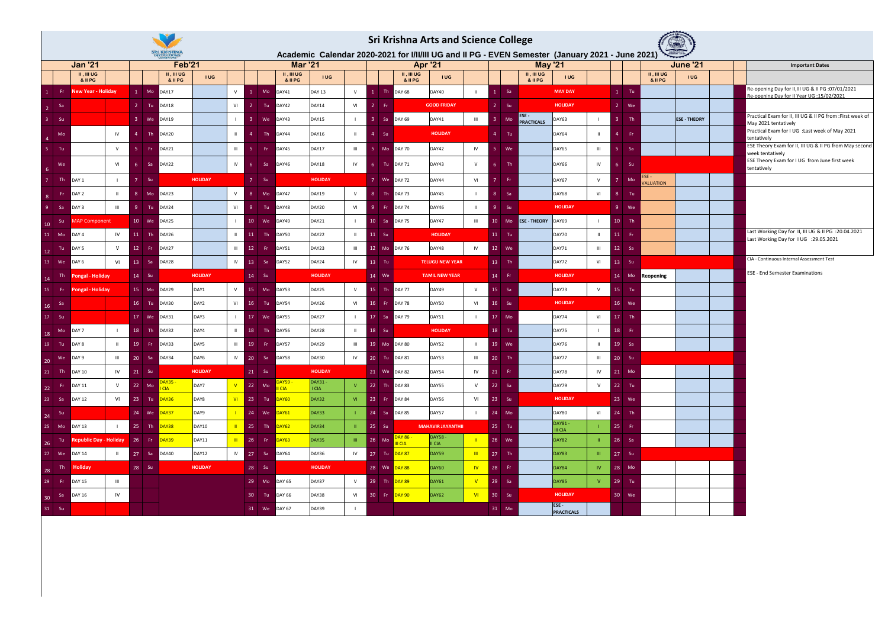# Sri Krishna Arts and Science College

## Academic Calendar 2020-2021 for I/II/III UG and II PG - EVEN Semester (January 2021 - June 2021)

| Jan '21 | | | | Feb'21 | | | | | Mar '21 | | | | | Apr '21 | | | | | May '21 | | | | | June '21 | | | | |
|---|---|---|---|---|---|---|---|---|---|---|---|---|---|---|---|---|---|---|---|---|---|---|---|---|---|---|---|---|
| | | II , III UG & II PG | | | | II , III UG & II PG | I UG | | | | II , III UG & II PG | I UG | | | | II , III UG & II PG | I UG | | | | II , III UG & II PG | I UG | | | | II , III UG & II PG | I UG | |
| 1 | Fr | New Year - Holiday | | 1 | Mo | DAY17 | | V | 1 | Mo | DAY41 | DAY 13 | V | 1 | Th | DAY 68 | DAY40 | II | 1 | Sa | MAY DAY | | | 1 | Tu | | | |
| 2 | Sa | | | 2 | Tu | DAY18 | | VI | 2 | Tu | DAY42 | DAY14 | VI | 2 | Fr | GOOD FRIDAY | | | 2 | Su | HOLIDAY | | | 2 | We | | | |
| 3 | Su | | | 3 | We | DAY19 | | I | 3 | We | DAY43 | DAY15 | I | 3 | Sa | DAY 69 | DAY41 | III | 3 | Mo | ESE - PRACTICALS | DAY63 | I | 3 | Th | | ESE - THEORY | |
| 4 | Mo | | IV | 4 | Th | DAY20 | | II | 4 | Th | DAY44 | DAY16 | II | 4 | Su | HOLIDAY | | | 4 | Tu | | DAY64 | II | 4 | Fr | | | |
| 5 | Tu | | V | 5 | Fr | DAY21 | | III | 5 | Fr | DAY45 | DAY17 | III | 5 | Mo | DAY 70 | DAY42 | IV | 5 | We | | DAY65 | III | 5 | Sa | | | |
| 6 | We | | VI | 6 | Sa | DAY22 | | IV | 6 | Sa | DAY46 | DAY18 | IV | 6 | Tu | DAY 71 | DAY43 | V | 6 | Th | | DAY66 | IV | 6 | Su | | | |
| 7 | Th | DAY 1 | I | 7 | Su | HOLIDAY | | | 7 | Su | HOLIDAY | | | 7 | We | DAY 72 | DAY44 | VI | 7 | Fr | | DAY67 | V | 7 | Mo | ESE - VALUATION | | |
| 8 | Fr | DAY 2 | II | 8 | Mo | DAY23 | | V | 8 | Mo | DAY47 | DAY19 | V | 8 | Th | DAY 73 | DAY45 | I | 8 | Sa | | DAY68 | VI | 8 | Tu | | | |
| 9 | Sa | DAY 3 | III | 9 | Tu | DAY24 | | VI | 9 | Tu | DAY48 | DAY20 | VI | 9 | Fr | DAY 74 | DAY46 | II | 9 | Su | HOLIDAY | | | 9 | We | | | |
| 10 | Su | MAP Component | | 10 | We | DAY25 | | I | 10 | We | DAY49 | DAY21 | I | 10 | Sa | DAY 75 | DAY47 | III | 10 | Mo | ESE - THEORY | DAY69 | I | 10 | Th | | | |
| 11 | Mo | DAY 4 | IV | 11 | Th | DAY26 | | II | 11 | Th | DAY50 | DAY22 | II | 11 | Su | HOLIDAY | | | 11 | Tu | | DAY70 | II | 11 | Fr | | | |
| 12 | Tu | DAY 5 | V | 12 | Fr | DAY27 | | III | 12 | Fr | DAY51 | DAY23 | III | 12 | Mo | DAY 76 | DAY48 | IV | 12 | We | | DAY71 | III | 12 | Sa | | | |
| 13 | We | DAY 6 | VI | 13 | Sa | DAY28 | | IV | 13 | Sa | DAY52 | DAY24 | IV | 13 | Tu | TELUGU NEW YEAR | | | 13 | Th | | DAY72 | VI | 13 | Su | | | |
| 14 | Th | Pongal - Holiday | | 14 | Su | HOLIDAY | | | 14 | Su | HOLIDAY | | | 14 | We | TAMIL NEW YEAR | | | 14 | Fr | HOLIDAY | | | 14 | Mo | Reopening | | |
| 15 | Fr | Pongal - Holiday | | 15 | Mo | DAY29 | DAY1 | V | 15 | Mo | DAY53 | DAY25 | V | 15 | Th | DAY 77 | DAY49 | V | 15 | Sa | | DAY73 | V | 15 | Tu | | | |
| 16 | Sa | | | 16 | Tu | DAY30 | DAY2 | VI | 16 | Tu | DAY54 | DAY26 | VI | 16 | Fr | DAY 78 | DAY50 | VI | 16 | Su | HOLIDAY | | | 16 | We | | | |
| 17 | Su | | | 17 | We | DAY31 | DAY3 | I | 17 | We | DAY55 | DAY27 | I | 17 | Sa | DAY 79 | DAY51 | I | 17 | Mo | | DAY74 | VI | 17 | Th | | | |
| 18 | Mo | DAY 7 | I | 18 | Th | DAY32 | DAY4 | II | 18 | Th | DAY56 | DAY28 | II | 18 | Su | HOLIDAY | | | 18 | Tu | | DAY75 | I | 18 | Fr | | | |
| 19 | Tu | DAY 8 | II | 19 | Fr | DAY33 | DAY5 | III | 19 | Fr | DAY57 | DAY29 | III | 19 | Mo | DAY 80 | DAY52 | II | 19 | We | | DAY76 | II | 19 | Sa | | | |
| 20 | We | DAY 9 | III | 20 | Sa | DAY34 | DAY6 | IV | 20 | Sa | DAY58 | DAY30 | IV | 20 | Tu | DAY 81 | DAY53 | III | 20 | Th | | DAY77 | III | 20 | Su | | | |
| 21 | Th | DAY 10 | IV | 21 | Su | HOLIDAY | | | 21 | Su | HOLIDAY | | | 21 | We | DAY 82 | DAY54 | IV | 21 | Fr | | DAY78 | IV | 21 | Mo | | | |
| 22 | Fr | DAY 11 | V | 22 | Mo | DAY35 - I CIA | DAY7 | V | 22 | Mo | DAY59 - II CIA | DAY31 - I CIA | V | 22 | Th | DAY 83 | DAY55 | V | 22 | Sa | | DAY79 | V | 22 | Tu | | | |
| 23 | Sa | DAY 12 | VI | 23 | Tu | DAY36 | DAY8 | VI | 23 | Tu | DAY60 | DAY32 | VI | 23 | Fr | DAY 84 | DAY56 | VI | 23 | Su | HOLIDAY | | | 23 | We | | | |
| 24 | Su | | | 24 | We | DAY37 | DAY9 | I | 24 | We | DAY61 | DAY33 | I | 24 | Sa | DAY 85 | DAY57 | I | 24 | Mo | | DAY80 | VI | 24 | Th | | | |
| 25 | Mo | DAY 13 | I | 25 | Th | DAY38 | DAY10 | II | 25 | Th | DAY62 | DAY34 | II | 25 | Su | MAHAVIR JAYANTHII | | | 25 | Tu | | DAY81 - III CIA | I | 25 | Fr | | | |
| 26 | Tu | Republic Day - Holiday | | 26 | Fr | DAY39 | DAY11 | III | 26 | Fr | DAY63 | DAY35 | III | 26 | Mo | DAY 86 - III CIA | DAY58 - II CIA | II | 26 | We | | DAY82 | II | 26 | Sa | | | |
| 27 | We | DAY 14 | II | 27 | Sa | DAY40 | DAY12 | IV | 27 | Sa | DAY64 | DAY36 | IV | 27 | Tu | DAY 87 | DAY59 | III | 27 | Th | | DAY83 | III | 27 | Su | | | |
| 28 | Th | Holiday | | 28 | Su | HOLIDAY | | | 28 | Su | HOLIDAY | | | 28 | We | DAY 88 | DAY60 | IV | 28 | Fr | | DAY84 | IV | 28 | Mo | | | |
| 29 | Fr | DAY 15 | III | | | | | | 29 | Mo | DAY 65 | DAY37 | V | 29 | Th | DAY 89 | DAY61 | V | 29 | Sa | | DAY85 | V | 29 | Tu | | | |
| 30 | Sa | DAY 16 | IV | | | | | | 30 | Tu | DAY 66 | DAY38 | VI | 30 | Fr | DAY 90 | DAY62 | VI | 30 | Su | HOLIDAY | | | 30 | We | | | |
| 31 | Su | | | | | | | | 31 | We | DAY 67 | DAY39 | I | | | | | | 31 | Mo | | ESE - PRACTICALS | | | | | | |

### Important Dates

- Re-opening Day for II,III UG & II PG :07/01/2021
- Re-opening Day for II Year UG :15/02/2021
- Practical Exam for II, III UG & II PG from :First week of May 2021 tentatively
- Practical Exam for I UG :Last week of May 2021 tentatively
- ESE Theory Exam for II, III UG & II PG from May second week tentatively
- ESE Theory Exam for I UG from June first week tentatively
- Last Working Day for II, III UG & II PG :20.04.2021
- Last Working Day for I UG :29.05.2021
- CIA - Continuous Internal Assessment Test
- ESE - End Semester Examinations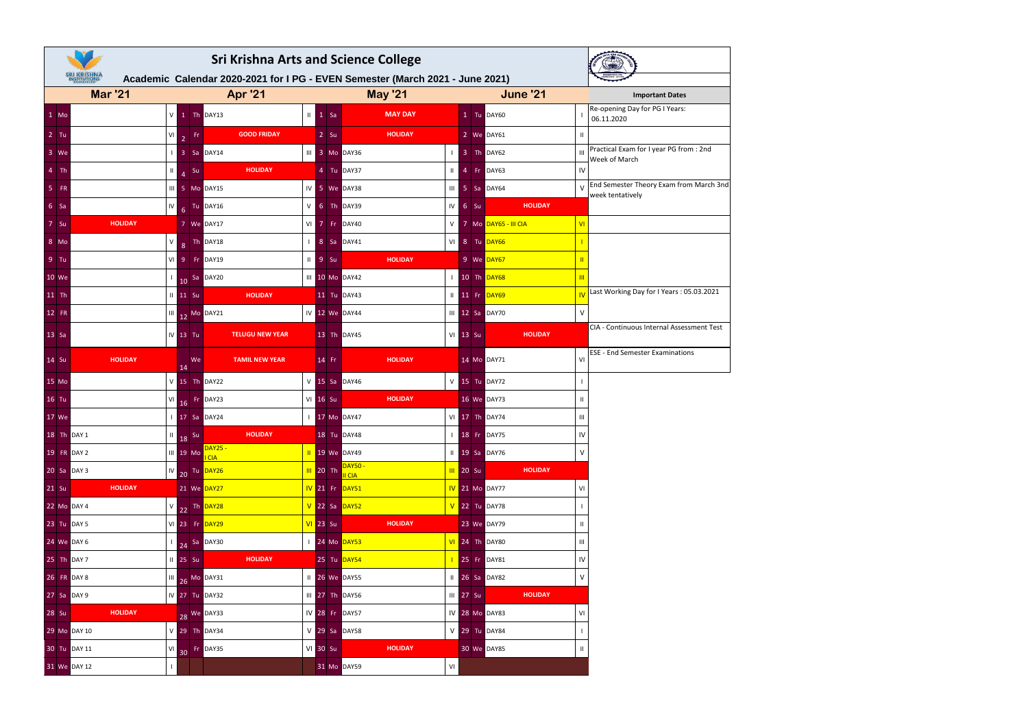# Sri Krishna Arts and Science College

## Academic Calendar 2020-2021 for I PG - EVEN Semester (March 2021 - June 2021)

| Mar '21 | | | | Apr '21 | | | | May '21 | | | | June '21 | | | |
|---|---|---|---|---|---|---|---|---|---|---|---|---|---|---|---|
| 1 | Mo | | V | 1 | Th | DAY13 | II | 1 | Sa | MAY DAY | | 1 | Tu | DAY60 | I |
| 2 | Tu | | VI | 2 | Fr | GOOD FRIDAY | | 2 | Su | HOLIDAY | | 2 | We | DAY61 | II |
| 3 | We | | I | 3 | Sa | DAY14 | III | 3 | Mo | DAY36 | I | 3 | Th | DAY62 | III |
| 4 | Th | | II | 4 | Su | HOLIDAY | | 4 | Tu | DAY37 | II | 4 | Fr | DAY63 | IV |
| 5 | FR | | III | 5 | Mo | DAY15 | IV | 5 | We | DAY38 | III | 5 | Sa | DAY64 | V |
| 6 | Sa | | IV | 6 | Tu | DAY16 | V | 6 | Th | DAY39 | IV | 6 | Su | HOLIDAY | |
| 7 | Su | HOLIDAY | | 7 | We | DAY17 | VI | 7 | Fr | DAY40 | V | 7 | Mo | DAY65 - III CIA | VI |
| 8 | Mo | | V | 8 | Th | DAY18 | I | 8 | Sa | DAY41 | VI | 8 | Tu | DAY66 | I |
| 9 | Tu | | VI | 9 | Fr | DAY19 | II | 9 | Su | HOLIDAY | | 9 | We | DAY67 | II |
| 10 | We | | I | 10 | Sa | DAY20 | III | 10 | Mo | DAY42 | I | 10 | Th | DAY68 | III |
| 11 | Th | | II | 11 | Su | HOLIDAY | | 11 | Tu | DAY43 | II | 11 | Fr | DAY69 | IV |
| 12 | FR | | III | 12 | Mo | DAY21 | IV | 12 | We | DAY44 | III | 12 | Sa | DAY70 | V |
| 13 | Sa | | IV | 13 | Tu | TELUGU NEW YEAR | | 13 | Th | DAY45 | VI | 13 | Su | HOLIDAY | |
| 14 | Su | HOLIDAY | | 14 | We | TAMIL NEW YEAR | | 14 | Fr | HOLIDAY | | 14 | Mo | DAY71 | VI |
| 15 | Mo | | V | 15 | Th | DAY22 | V | 15 | Sa | DAY46 | V | 15 | Tu | DAY72 | I |
| 16 | Tu | | VI | 16 | Fr | DAY23 | VI | 16 | Su | HOLIDAY | | 16 | We | DAY73 | II |
| 17 | We | | I | 17 | Sa | DAY24 | I | 17 | Mo | DAY47 | VI | 17 | Th | DAY74 | III |
| 18 | Th | DAY 1 | II | 18 | Su | HOLIDAY | | 18 | Tu | DAY48 | I | 18 | Fr | DAY75 | IV |
| 19 | FR | DAY 2 | III | 19 | Mo | DAY25 - I CIA | II | 19 | We | DAY49 | II | 19 | Sa | DAY76 | V |
| 20 | Sa | DAY 3 | IV | 20 | Tu | DAY26 | III | 20 | Th | DAY50 - II CIA | III | 20 | Su | HOLIDAY | |
| 21 | Su | HOLIDAY | | 21 | We | DAY27 | IV | 21 | Fr | DAY51 | IV | 21 | Mo | DAY77 | VI |
| 22 | Mo | DAY 4 | V | 22 | Th | DAY28 | V | 22 | Sa | DAY52 | V | 22 | Tu | DAY78 | I |
| 23 | Tu | DAY 5 | VI | 23 | Fr | DAY29 | VI | 23 | Su | HOLIDAY | | 23 | We | DAY79 | II |
| 24 | We | DAY 6 | I | 24 | Sa | DAY30 | I | 24 | Mo | DAY53 | VI | 24 | Th | DAY80 | III |
| 25 | Th | DAY 7 | II | 25 | Su | HOLIDAY | | 25 | Tu | DAY54 | I | 25 | Fr | DAY81 | IV |
| 26 | FR | DAY 8 | III | 26 | Mo | DAY31 | II | 26 | We | DAY55 | II | 26 | Sa | DAY82 | V |
| 27 | Sa | DAY 9 | IV | 27 | Tu | DAY32 | III | 27 | Th | DAY56 | III | 27 | Su | HOLIDAY | |
| 28 | Su | HOLIDAY | | 28 | We | DAY33 | IV | 28 | Fr | DAY57 | IV | 28 | Mo | DAY83 | VI |
| 29 | Mo | DAY 10 | V | 29 | Th | DAY34 | V | 29 | Sa | DAY58 | V | 29 | Tu | DAY84 | I |
| 30 | Tu | DAY 11 | VI | 30 | Fr | DAY35 | VI | 30 | Su | HOLIDAY | | 30 | We | DAY85 | II |
| 31 | We | DAY 12 | I | | | | | 31 | Mo | DAY59 | VI | | | | |

### Important Dates

- Re-opening Day for PG I Years: 06.11.2020
- Practical Exam for I year PG from : 2nd Week of March
- End Semester Theory Exam from March 3nd week tentatively
- Last Working Day for I Years : 05.03.2021
- CIA - Continuous Internal Assessment Test
- ESE - End Semester Examinations